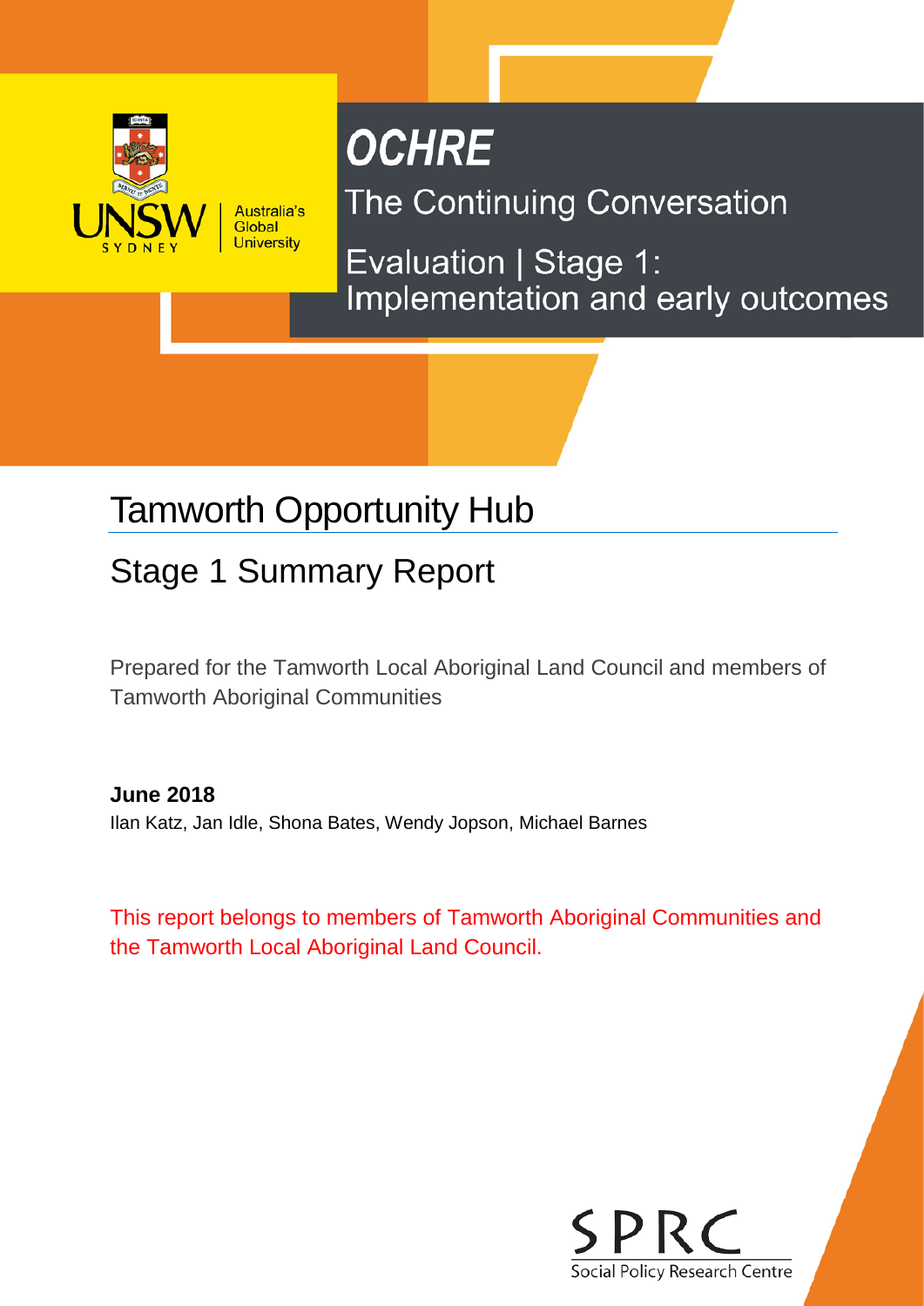UNSW SYDNEY | Australia's Global University

# OCHRE

## The Continuing Conversation

## Evaluation | Stage 1: Implementation and early outcomes

# Tamworth Opportunity Hub

## Stage 1 Summary Report

Prepared for the Tamworth Local Aboriginal Land Council and members of Tamworth Aboriginal Communities

**June 2018**

Ilan Katz, Jan Idle, Shona Bates, Wendy Jopson, Michael Barnes

This report belongs to members of Tamworth Aboriginal Communities and the Tamworth Local Aboriginal Land Council.

SPRC

Social Policy Research Centre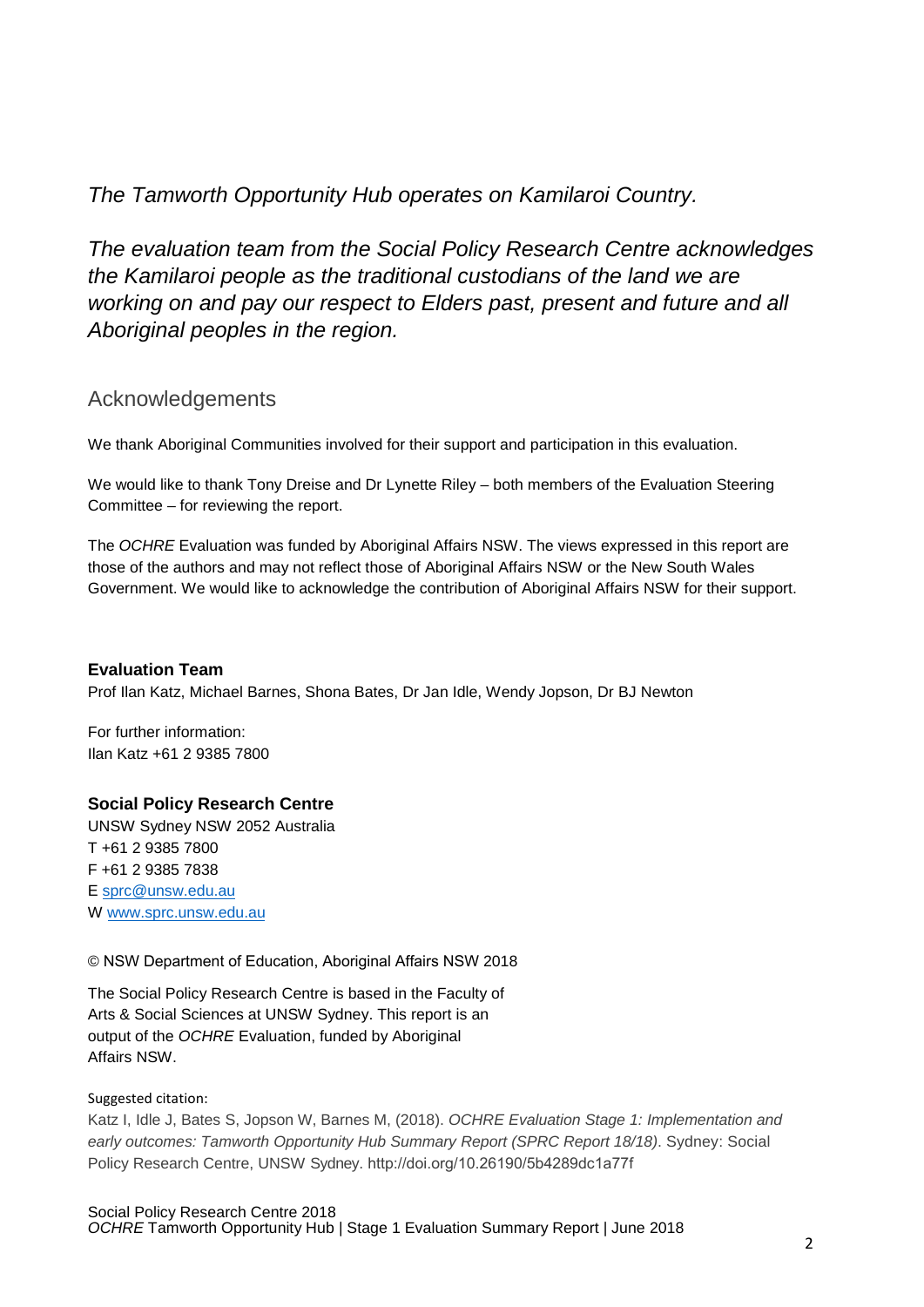*The Tamworth Opportunity Hub operates on Kamilaroi Country.*

*The evaluation team from the Social Policy Research Centre acknowledges the Kamilaroi people as the traditional custodians of the land we are working on and pay our respect to Elders past, present and future and all Aboriginal peoples in the region.*

## Acknowledgements

We thank Aboriginal Communities involved for their support and participation in this evaluation.

We would like to thank Tony Dreise and Dr Lynette Riley – both members of the Evaluation Steering Committee – for reviewing the report.

The *OCHRE* Evaluation was funded by Aboriginal Affairs NSW. The views expressed in this report are those of the authors and may not reflect those of Aboriginal Affairs NSW or the New South Wales Government. We would like to acknowledge the contribution of Aboriginal Affairs NSW for their support.

**Evaluation Team**
Prof Ilan Katz, Michael Barnes, Shona Bates, Dr Jan Idle, Wendy Jopson, Dr BJ Newton

For further information:
Ilan Katz +61 2 9385 7800

**Social Policy Research Centre**
UNSW Sydney NSW 2052 Australia
T +61 2 9385 7800
F +61 2 9385 7838
E sprc@unsw.edu.au
W www.sprc.unsw.edu.au

© NSW Department of Education, Aboriginal Affairs NSW 2018

The Social Policy Research Centre is based in the Faculty of Arts & Social Sciences at UNSW Sydney. This report is an output of the *OCHRE* Evaluation, funded by Aboriginal Affairs NSW.

Suggested citation:
Katz I, Idle J, Bates S, Jopson W, Barnes M, (2018). *OCHRE Evaluation Stage 1: Implementation and early outcomes: Tamworth Opportunity Hub Summary Report (SPRC Report 18/18)*. Sydney: Social Policy Research Centre, UNSW Sydney. http://doi.org/10.26190/5b4289dc1a77f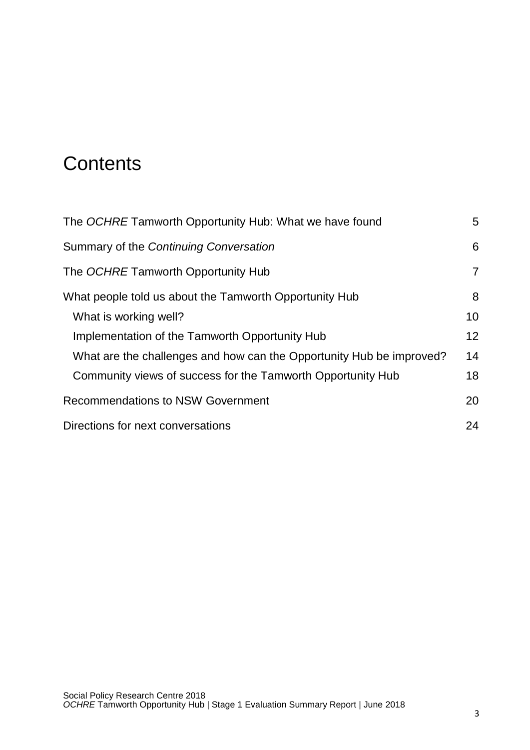# Contents

The *OCHRE* Tamworth Opportunity Hub: What we have found 5

Summary of the *Continuing Conversation* 6

The *OCHRE* Tamworth Opportunity Hub 7

What people told us about the Tamworth Opportunity Hub 8

- What is working well? 10
- Implementation of the Tamworth Opportunity Hub 12
- What are the challenges and how can the Opportunity Hub be improved? 14
- Community views of success for the Tamworth Opportunity Hub 18

Recommendations to NSW Government 20

Directions for next conversations 24

Social Policy Research Centre 2018
*OCHRE* Tamworth Opportunity Hub | Stage 1 Evaluation Summary Report | June 2018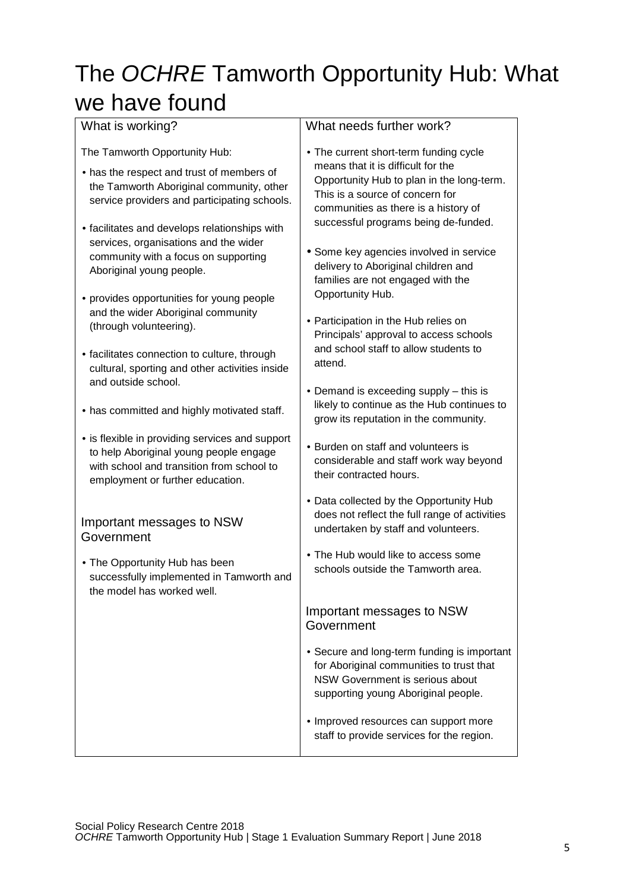# The *OCHRE* Tamworth Opportunity Hub: What we have found

## What is working?

The Tamworth Opportunity Hub:

- has the respect and trust of members of the Tamworth Aboriginal community, other service providers and participating schools.
- facilitates and develops relationships with services, organisations and the wider community with a focus on supporting Aboriginal young people.
- provides opportunities for young people and the wider Aboriginal community (through volunteering).
- facilitates connection to culture, through cultural, sporting and other activities inside and outside school.
- has committed and highly motivated staff.
- is flexible in providing services and support to help Aboriginal young people engage with school and transition from school to employment or further education.

### Important messages to NSW Government

- The Opportunity Hub has been successfully implemented in Tamworth and the model has worked well.

## What needs further work?

- The current short-term funding cycle means that it is difficult for the Opportunity Hub to plan in the long-term. This is a source of concern for communities as there is a history of successful programs being de-funded.
- Some key agencies involved in service delivery to Aboriginal children and families are not engaged with the Opportunity Hub.
- Participation in the Hub relies on Principals' approval to access schools and school staff to allow students to attend.
- Demand is exceeding supply – this is likely to continue as the Hub continues to grow its reputation in the community.
- Burden on staff and volunteers is considerable and staff work way beyond their contracted hours.
- Data collected by the Opportunity Hub does not reflect the full range of activities undertaken by staff and volunteers.
- The Hub would like to access some schools outside the Tamworth area.

### Important messages to NSW Government

- Secure and long-term funding is important for Aboriginal communities to trust that NSW Government is serious about supporting young Aboriginal people.
- Improved resources can support more staff to provide services for the region.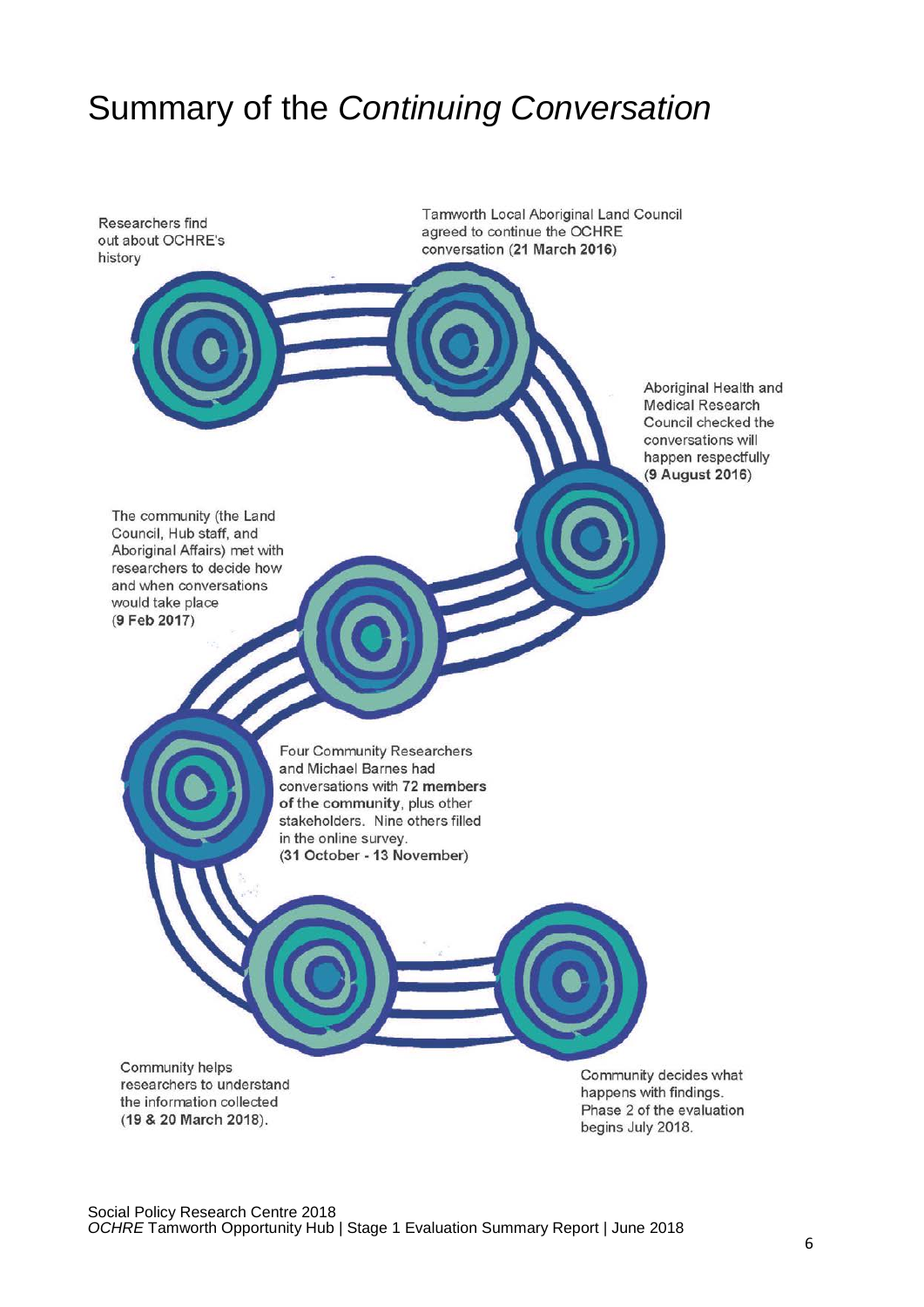# Summary of the *Continuing Conversation*

Researchers find out about OCHRE's history

Tamworth Local Aboriginal Land Council agreed to continue the OCHRE conversation (**21 March 2016**)

Aboriginal Health and Medical Research Council checked the conversations will happen respectfully (**9 August 2016**)

The community (the Land Council, Hub staff, and Aboriginal Affairs) met with researchers to decide how and when conversations would take place (**9 Feb 2017**)

Four Community Researchers and Michael Barnes had conversations with **72 members of the community**, plus other stakeholders. Nine others filled in the online survey. (**31 October - 13 November**)

Community helps researchers to understand the information collected (**19 & 20 March 2018**).

Community decides what happens with findings. Phase 2 of the evaluation begins July 2018.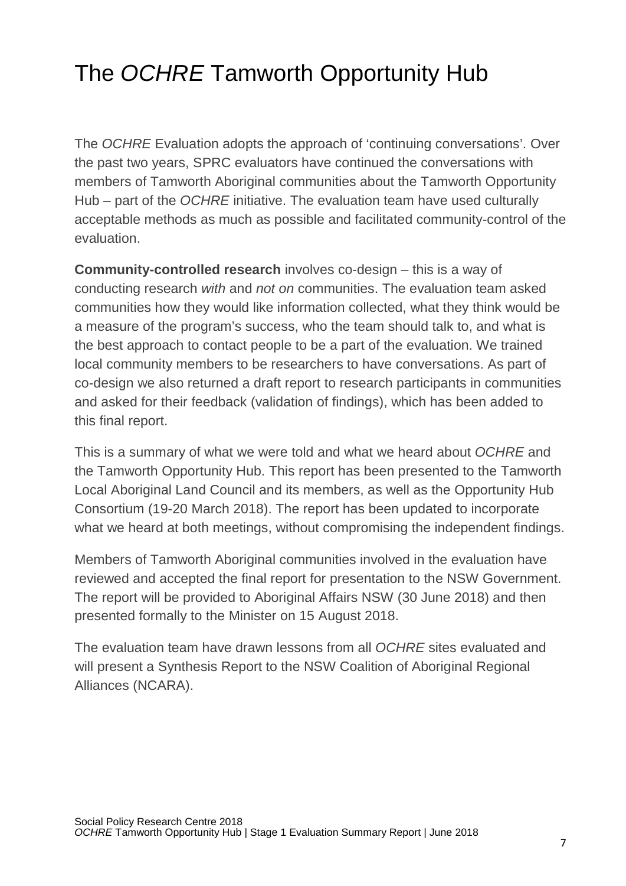# The *OCHRE* Tamworth Opportunity Hub

The *OCHRE* Evaluation adopts the approach of 'continuing conversations'. Over the past two years, SPRC evaluators have continued the conversations with members of Tamworth Aboriginal communities about the Tamworth Opportunity Hub – part of the *OCHRE* initiative. The evaluation team have used culturally acceptable methods as much as possible and facilitated community-control of the evaluation.

**Community-controlled research** involves co-design – this is a way of conducting research *with* and *not on* communities. The evaluation team asked communities how they would like information collected, what they think would be a measure of the program's success, who the team should talk to, and what is the best approach to contact people to be a part of the evaluation. We trained local community members to be researchers to have conversations. As part of co-design we also returned a draft report to research participants in communities and asked for their feedback (validation of findings), which has been added to this final report.

This is a summary of what we were told and what we heard about *OCHRE* and the Tamworth Opportunity Hub. This report has been presented to the Tamworth Local Aboriginal Land Council and its members, as well as the Opportunity Hub Consortium (19-20 March 2018). The report has been updated to incorporate what we heard at both meetings, without compromising the independent findings.

Members of Tamworth Aboriginal communities involved in the evaluation have reviewed and accepted the final report for presentation to the NSW Government. The report will be provided to Aboriginal Affairs NSW (30 June 2018) and then presented formally to the Minister on 15 August 2018.

The evaluation team have drawn lessons from all *OCHRE* sites evaluated and will present a Synthesis Report to the NSW Coalition of Aboriginal Regional Alliances (NCARA).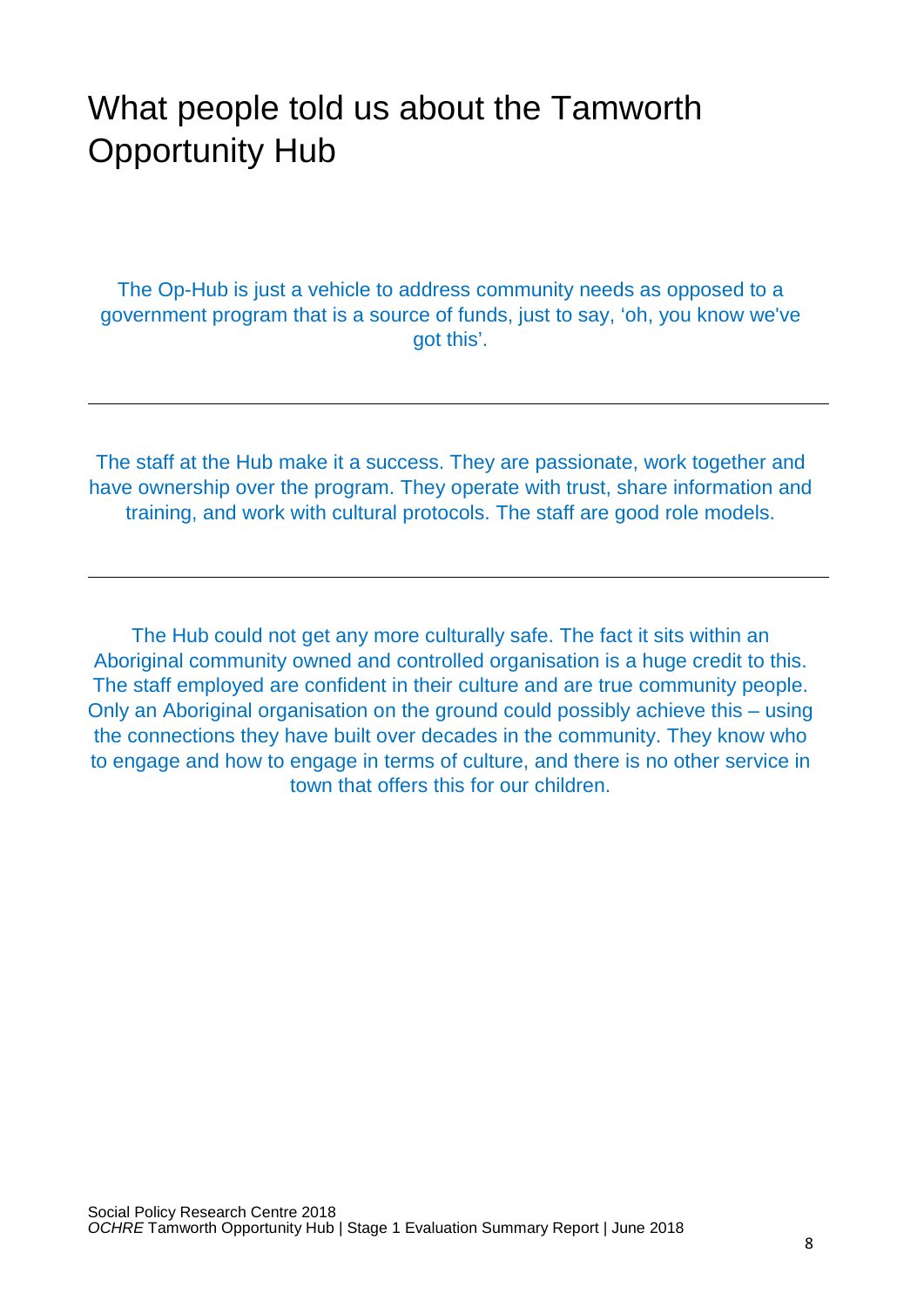# What people told us about the Tamworth Opportunity Hub

The Op-Hub is just a vehicle to address community needs as opposed to a government program that is a source of funds, just to say, 'oh, you know we've got this'.

---

The staff at the Hub make it a success. They are passionate, work together and have ownership over the program. They operate with trust, share information and training, and work with cultural protocols. The staff are good role models.

---

The Hub could not get any more culturally safe. The fact it sits within an Aboriginal community owned and controlled organisation is a huge credit to this. The staff employed are confident in their culture and are true community people. Only an Aboriginal organisation on the ground could possibly achieve this – using the connections they have built over decades in the community. They know who to engage and how to engage in terms of culture, and there is no other service in town that offers this for our children.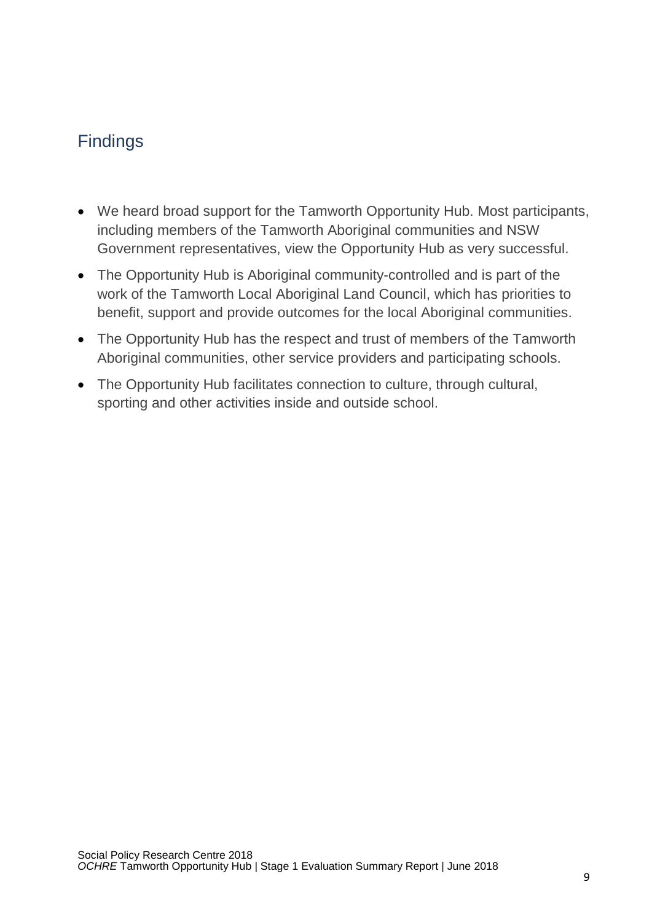## Findings

- We heard broad support for the Tamworth Opportunity Hub. Most participants, including members of the Tamworth Aboriginal communities and NSW Government representatives, view the Opportunity Hub as very successful.
- The Opportunity Hub is Aboriginal community-controlled and is part of the work of the Tamworth Local Aboriginal Land Council, which has priorities to benefit, support and provide outcomes for the local Aboriginal communities.
- The Opportunity Hub has the respect and trust of members of the Tamworth Aboriginal communities, other service providers and participating schools.
- The Opportunity Hub facilitates connection to culture, through cultural, sporting and other activities inside and outside school.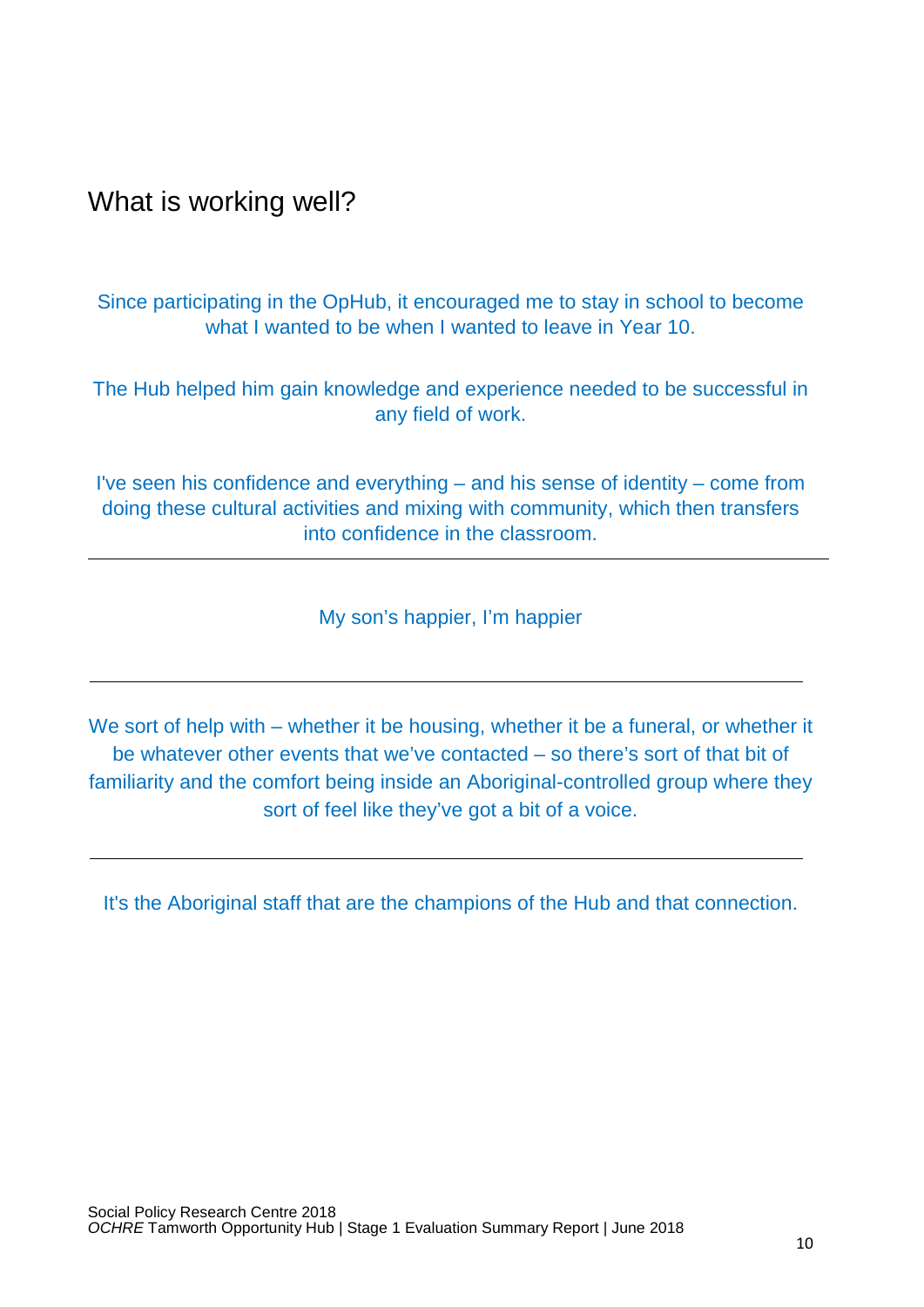## What is working well?

Since participating in the OpHub, it encouraged me to stay in school to become what I wanted to be when I wanted to leave in Year 10.

The Hub helped him gain knowledge and experience needed to be successful in any field of work.

I've seen his confidence and everything – and his sense of identity – come from doing these cultural activities and mixing with community, which then transfers into confidence in the classroom.

---

My son's happier, I'm happier

---

We sort of help with – whether it be housing, whether it be a funeral, or whether it be whatever other events that we've contacted – so there's sort of that bit of familiarity and the comfort being inside an Aboriginal-controlled group where they sort of feel like they've got a bit of a voice.

---

It's the Aboriginal staff that are the champions of the Hub and that connection.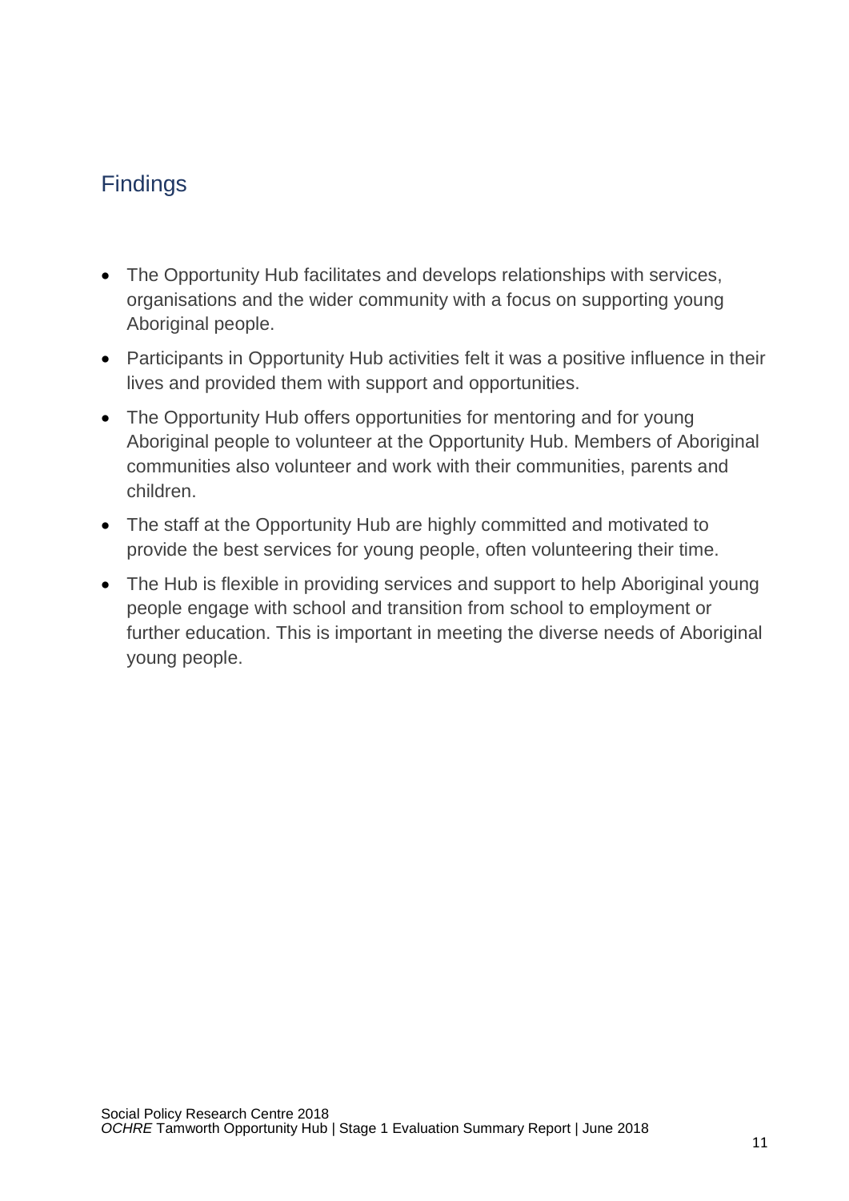## Findings

- The Opportunity Hub facilitates and develops relationships with services, organisations and the wider community with a focus on supporting young Aboriginal people.
- Participants in Opportunity Hub activities felt it was a positive influence in their lives and provided them with support and opportunities.
- The Opportunity Hub offers opportunities for mentoring and for young Aboriginal people to volunteer at the Opportunity Hub. Members of Aboriginal communities also volunteer and work with their communities, parents and children.
- The staff at the Opportunity Hub are highly committed and motivated to provide the best services for young people, often volunteering their time.
- The Hub is flexible in providing services and support to help Aboriginal young people engage with school and transition from school to employment or further education. This is important in meeting the diverse needs of Aboriginal young people.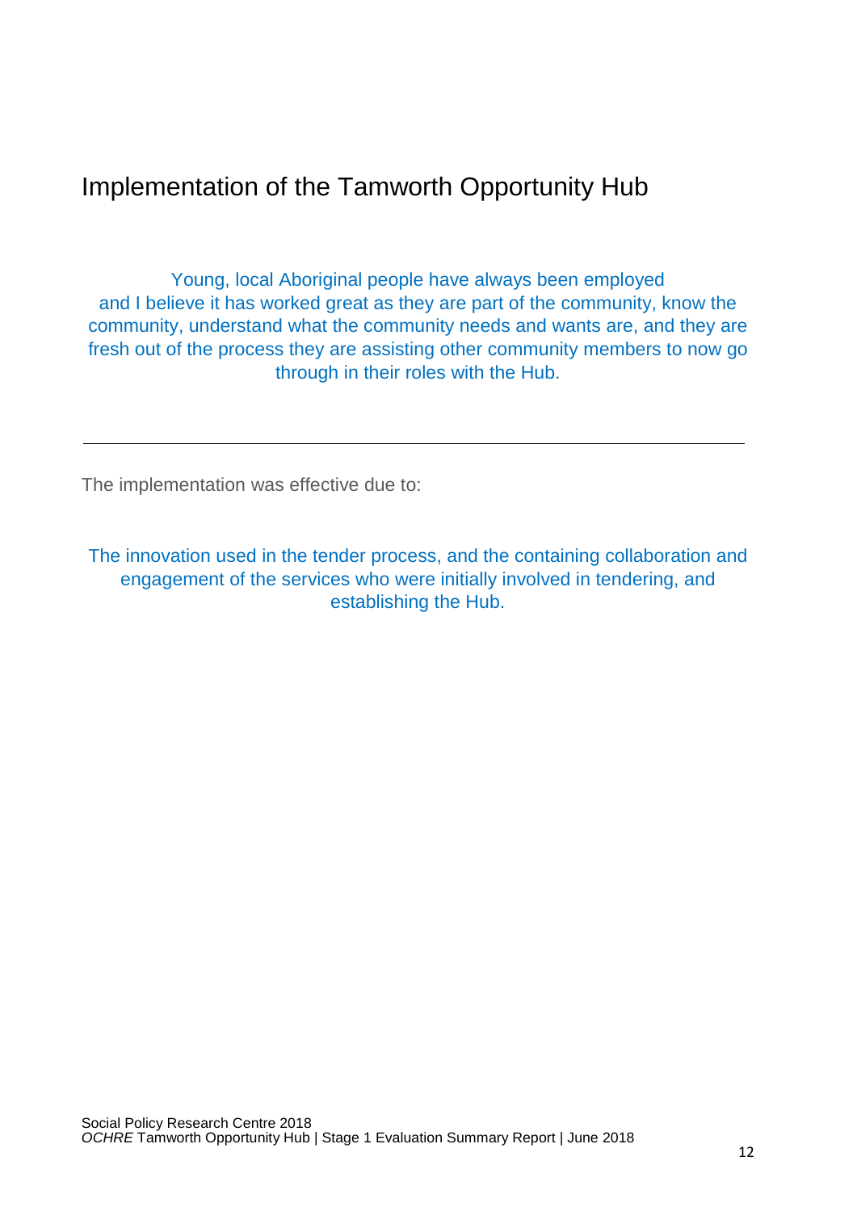# Implementation of the Tamworth Opportunity Hub

> Young, local Aboriginal people have always been employed and I believe it has worked great as they are part of the community, know the community, understand what the community needs and wants are, and they are fresh out of the process they are assisting other community members to now go through in their roles with the Hub.

---

The implementation was effective due to:

> The innovation used in the tender process, and the containing collaboration and engagement of the services who were initially involved in tendering, and establishing the Hub.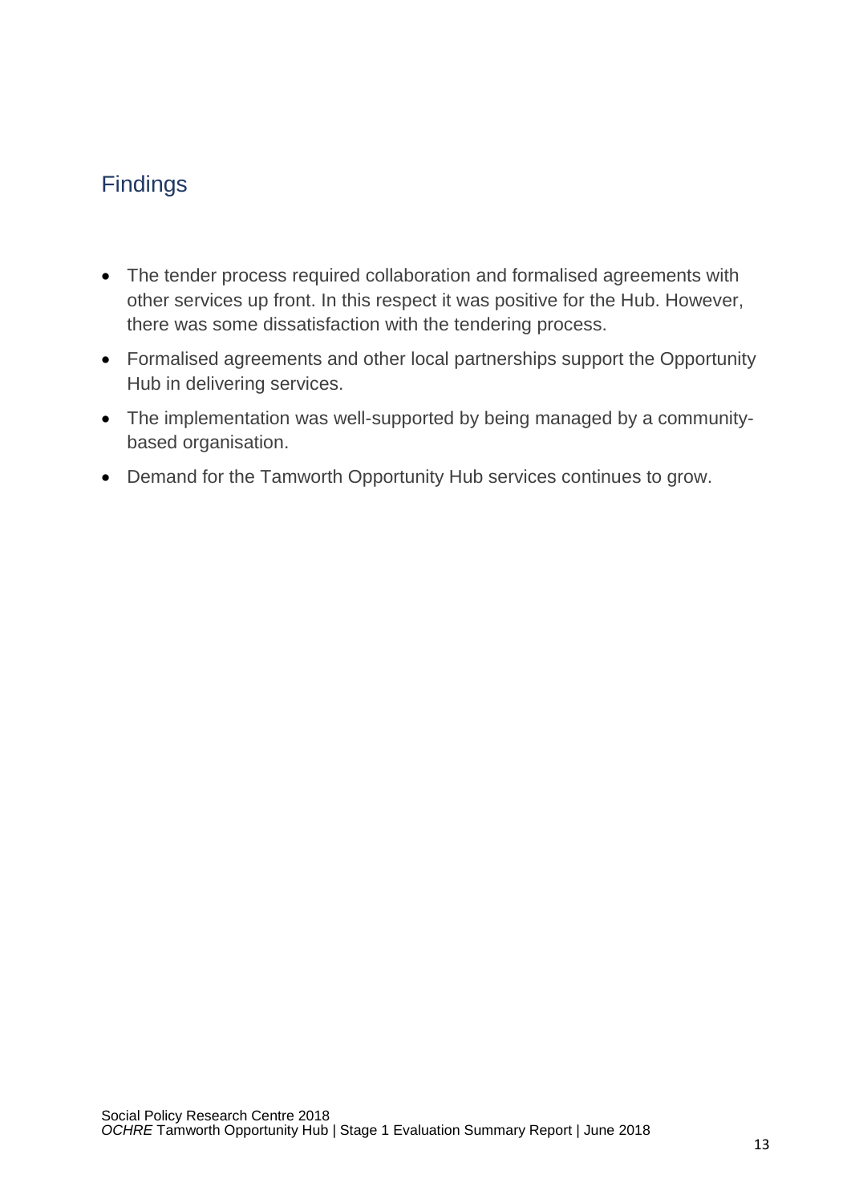## Findings

- The tender process required collaboration and formalised agreements with other services up front. In this respect it was positive for the Hub. However, there was some dissatisfaction with the tendering process.
- Formalised agreements and other local partnerships support the Opportunity Hub in delivering services.
- The implementation was well-supported by being managed by a community-based organisation.
- Demand for the Tamworth Opportunity Hub services continues to grow.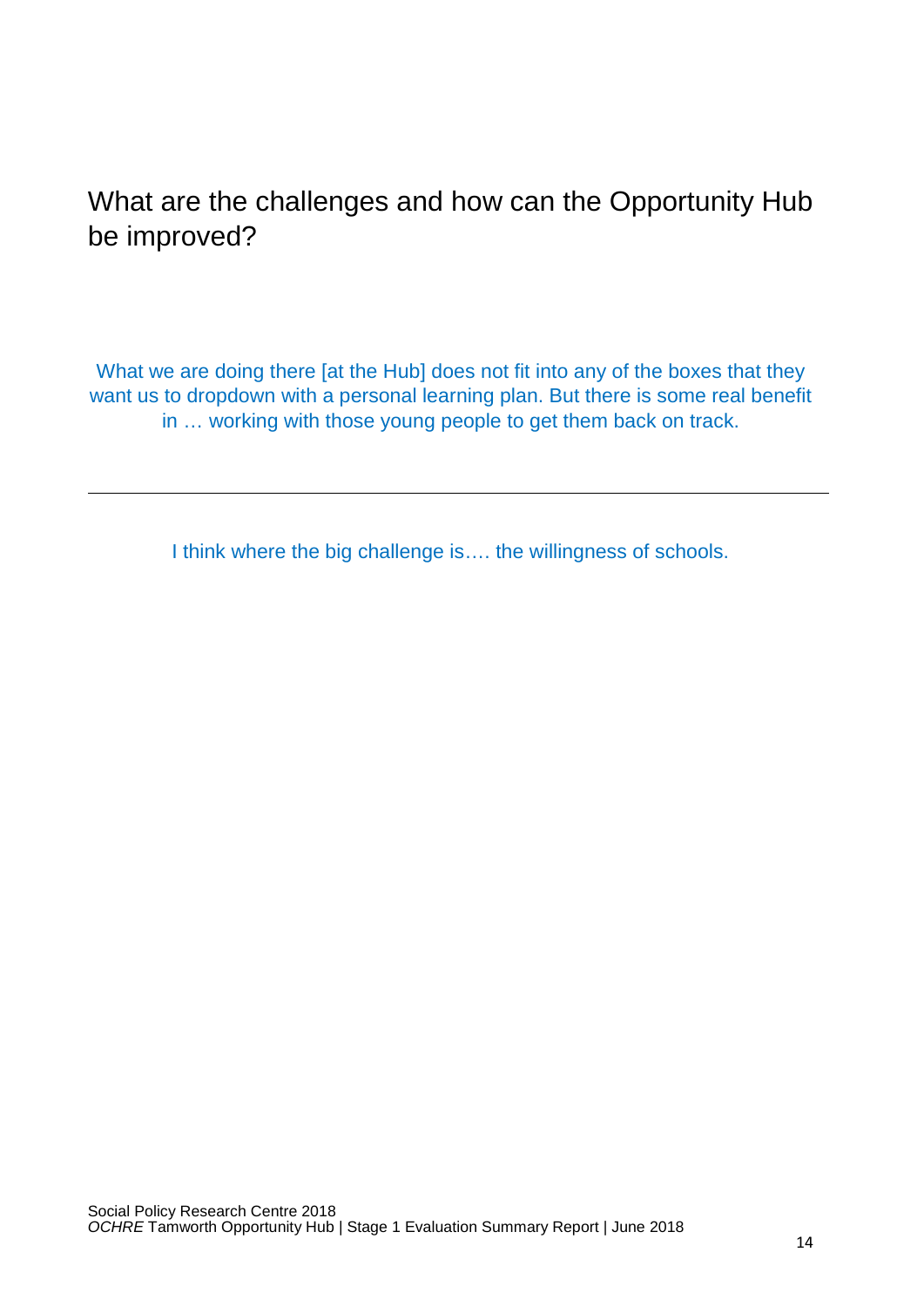## What are the challenges and how can the Opportunity Hub be improved?

What we are doing there [at the Hub] does not fit into any of the boxes that they want us to dropdown with a personal learning plan. But there is some real benefit in … working with those young people to get them back on track.

---

I think where the big challenge is…. the willingness of schools.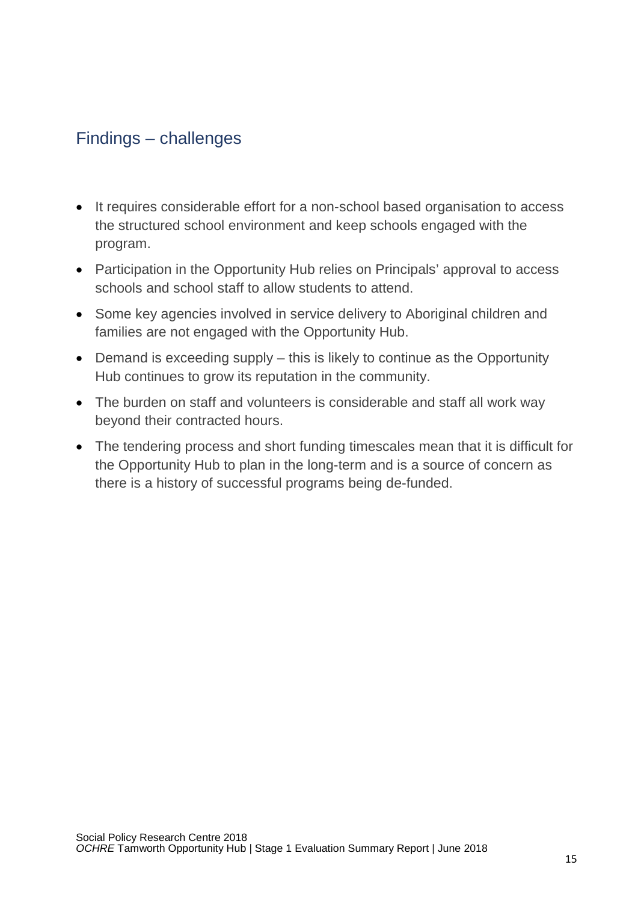## Findings – challenges

- It requires considerable effort for a non-school based organisation to access the structured school environment and keep schools engaged with the program.
- Participation in the Opportunity Hub relies on Principals' approval to access schools and school staff to allow students to attend.
- Some key agencies involved in service delivery to Aboriginal children and families are not engaged with the Opportunity Hub.
- Demand is exceeding supply – this is likely to continue as the Opportunity Hub continues to grow its reputation in the community.
- The burden on staff and volunteers is considerable and staff all work way beyond their contracted hours.
- The tendering process and short funding timescales mean that it is difficult for the Opportunity Hub to plan in the long-term and is a source of concern as there is a history of successful programs being de-funded.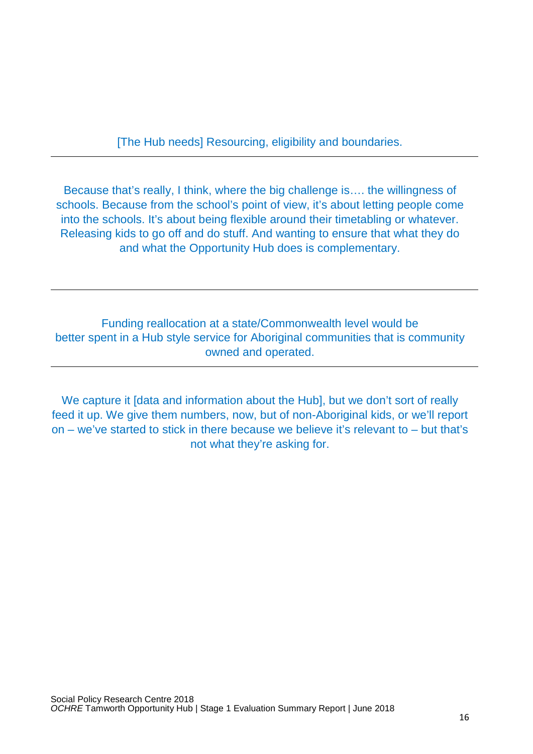[The Hub needs] Resourcing, eligibility and boundaries.

---

Because that's really, I think, where the big challenge is…. the willingness of schools. Because from the school's point of view, it's about letting people come into the schools. It's about being flexible around their timetabling or whatever. Releasing kids to go off and do stuff. And wanting to ensure that what they do and what the Opportunity Hub does is complementary.

---

Funding reallocation at a state/Commonwealth level would be better spent in a Hub style service for Aboriginal communities that is community owned and operated.

---

We capture it [data and information about the Hub], but we don't sort of really feed it up. We give them numbers, now, but of non-Aboriginal kids, or we'll report on – we've started to stick in there because we believe it's relevant to – but that's not what they're asking for.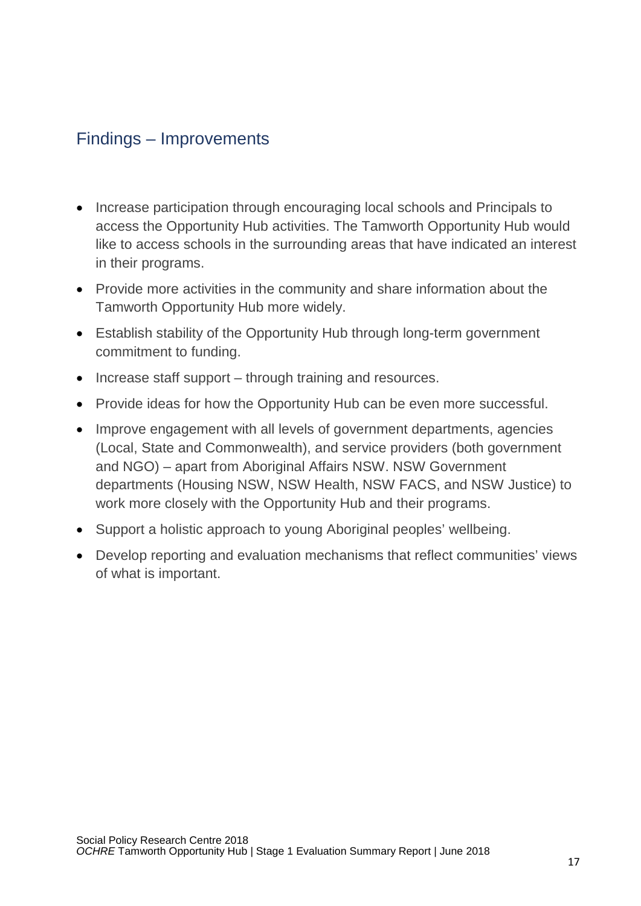## Findings – Improvements

- Increase participation through encouraging local schools and Principals to access the Opportunity Hub activities. The Tamworth Opportunity Hub would like to access schools in the surrounding areas that have indicated an interest in their programs.
- Provide more activities in the community and share information about the Tamworth Opportunity Hub more widely.
- Establish stability of the Opportunity Hub through long-term government commitment to funding.
- Increase staff support – through training and resources.
- Provide ideas for how the Opportunity Hub can be even more successful.
- Improve engagement with all levels of government departments, agencies (Local, State and Commonwealth), and service providers (both government and NGO) – apart from Aboriginal Affairs NSW. NSW Government departments (Housing NSW, NSW Health, NSW FACS, and NSW Justice) to work more closely with the Opportunity Hub and their programs.
- Support a holistic approach to young Aboriginal peoples' wellbeing.
- Develop reporting and evaluation mechanisms that reflect communities' views of what is important.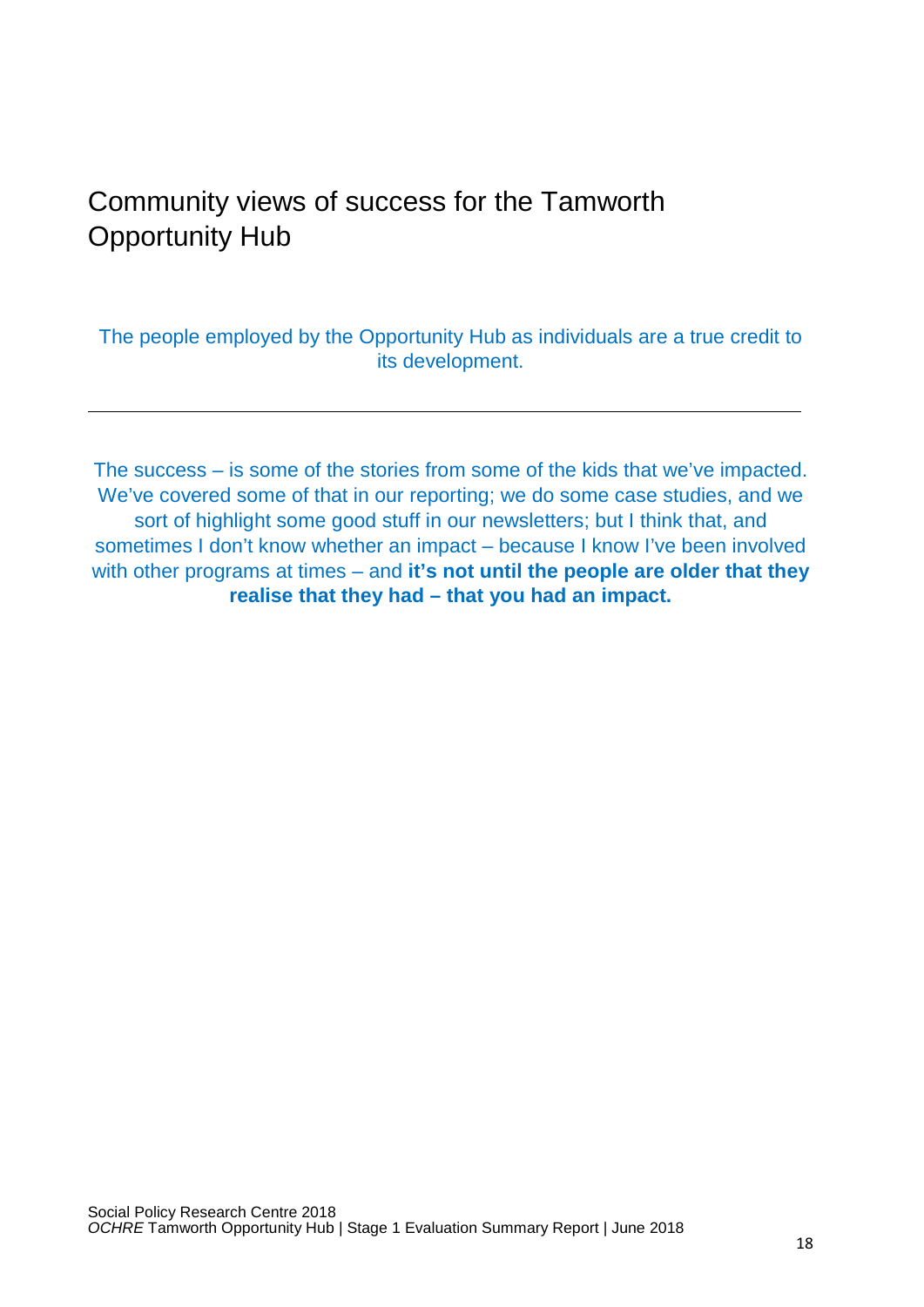# Community views of success for the Tamworth Opportunity Hub

The people employed by the Opportunity Hub as individuals are a true credit to its development.

---

The success – is some of the stories from some of the kids that we've impacted. We've covered some of that in our reporting; we do some case studies, and we sort of highlight some good stuff in our newsletters; but I think that, and sometimes I don't know whether an impact – because I know I've been involved with other programs at times – and **it's not until the people are older that they realise that they had – that you had an impact.**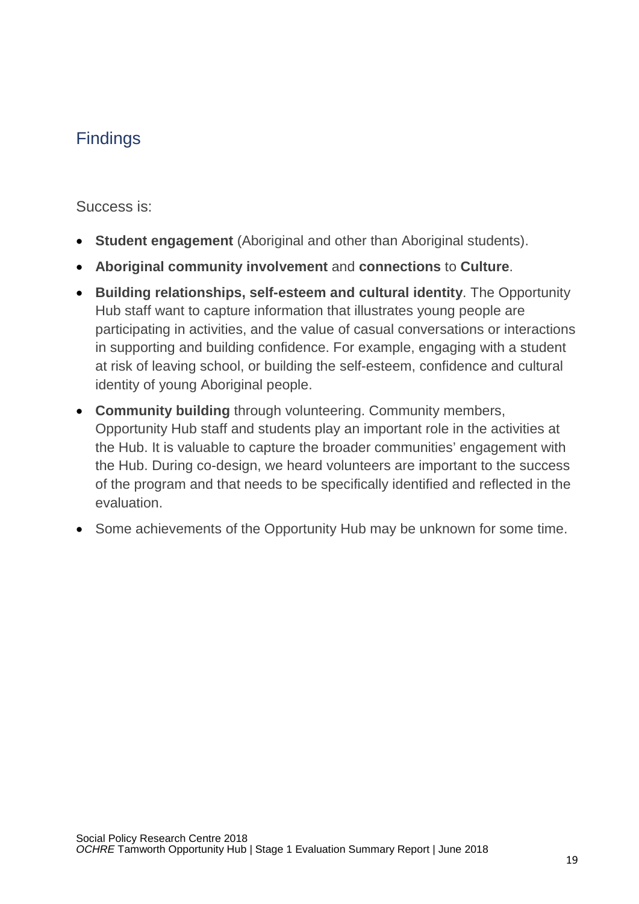## Findings

Success is:

- **Student engagement** (Aboriginal and other than Aboriginal students).
- **Aboriginal community involvement** and **connections** to **Culture**.
- **Building relationships, self-esteem and cultural identity**. The Opportunity Hub staff want to capture information that illustrates young people are participating in activities, and the value of casual conversations or interactions in supporting and building confidence. For example, engaging with a student at risk of leaving school, or building the self-esteem, confidence and cultural identity of young Aboriginal people.
- **Community building** through volunteering. Community members, Opportunity Hub staff and students play an important role in the activities at the Hub. It is valuable to capture the broader communities' engagement with the Hub. During co-design, we heard volunteers are important to the success of the program and that needs to be specifically identified and reflected in the evaluation.
- Some achievements of the Opportunity Hub may be unknown for some time.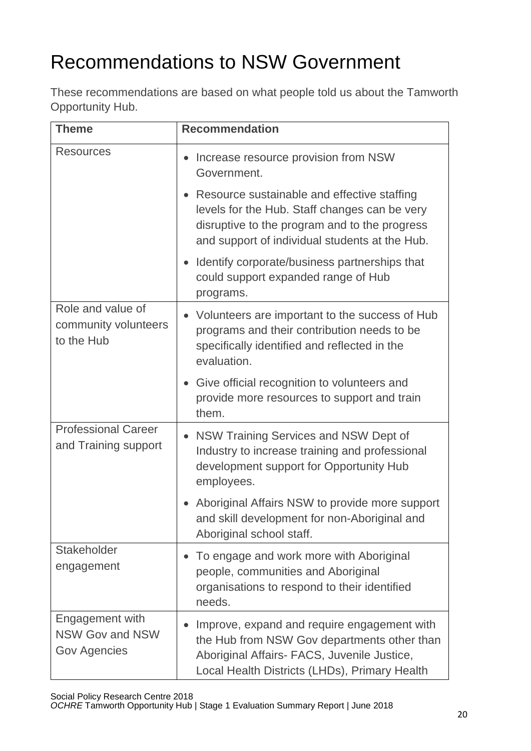# Recommendations to NSW Government

These recommendations are based on what people told us about the Tamworth Opportunity Hub.

| Theme | Recommendation |
| --- | --- |
| Resources | • Increase resource provision from NSW Government.<br>• Resource sustainable and effective staffing levels for the Hub. Staff changes can be very disruptive to the program and to the progress and support of individual students at the Hub.<br>• Identify corporate/business partnerships that could support expanded range of Hub programs. |
| Role and value of community volunteers to the Hub | • Volunteers are important to the success of Hub programs and their contribution needs to be specifically identified and reflected in the evaluation.<br>• Give official recognition to volunteers and provide more resources to support and train them. |
| Professional Career and Training support | • NSW Training Services and NSW Dept of Industry to increase training and professional development support for Opportunity Hub employees.<br>• Aboriginal Affairs NSW to provide more support and skill development for non-Aboriginal and Aboriginal school staff. |
| Stakeholder engagement | • To engage and work more with Aboriginal people, communities and Aboriginal organisations to respond to their identified needs. |
| Engagement with NSW Gov and NSW Gov Agencies | • Improve, expand and require engagement with the Hub from NSW Gov departments other than Aboriginal Affairs- FACS, Juvenile Justice, Local Health Districts (LHDs), Primary Health |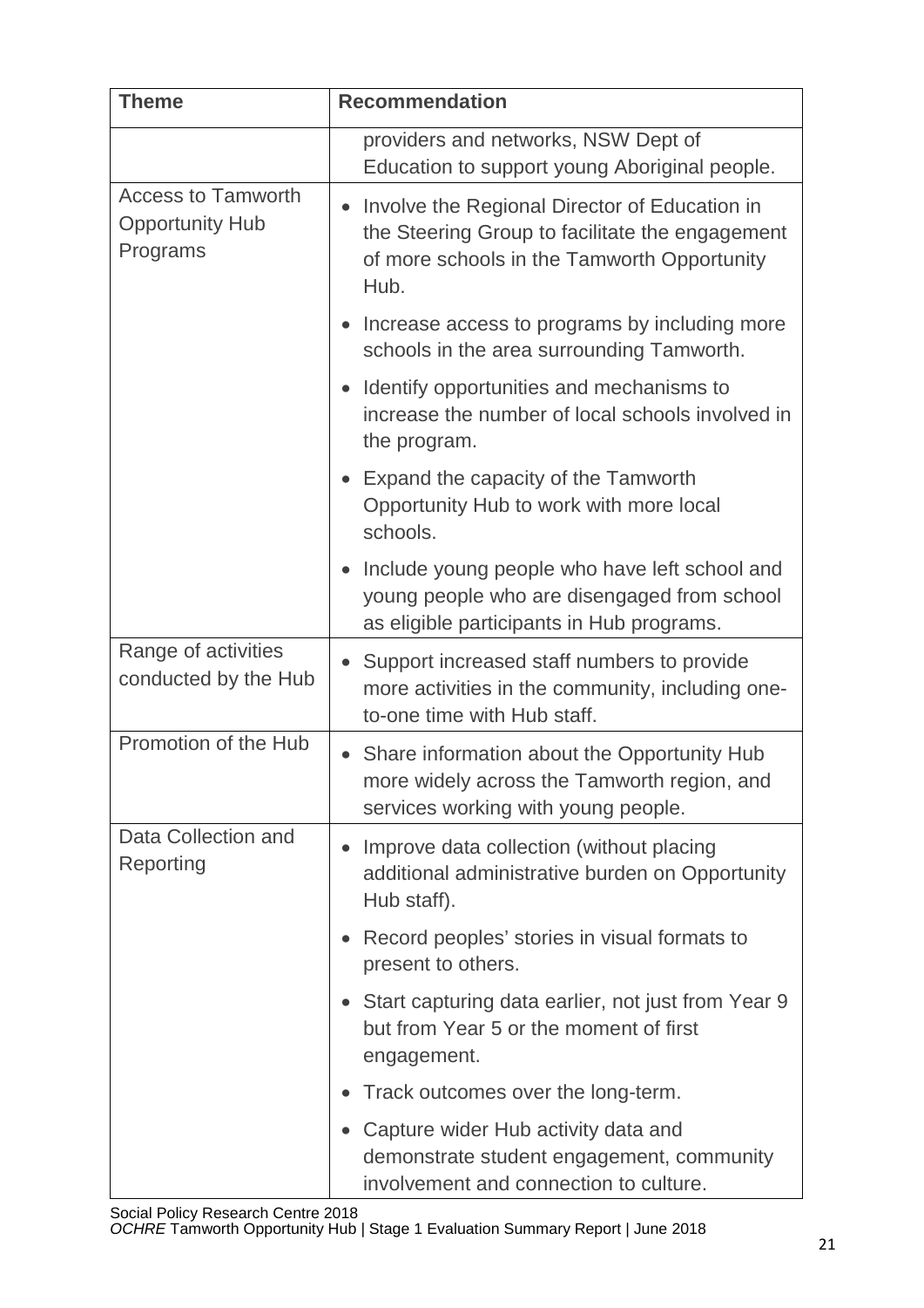| Theme | Recommendation |
|---|---|
| | providers and networks, NSW Dept of Education to support young Aboriginal people. |
| Access to Tamworth Opportunity Hub Programs | • Involve the Regional Director of Education in the Steering Group to facilitate the engagement of more schools in the Tamworth Opportunity Hub.<br>• Increase access to programs by including more schools in the area surrounding Tamworth.<br>• Identify opportunities and mechanisms to increase the number of local schools involved in the program.<br>• Expand the capacity of the Tamworth Opportunity Hub to work with more local schools.<br>• Include young people who have left school and young people who are disengaged from school as eligible participants in Hub programs. |
| Range of activities conducted by the Hub | • Support increased staff numbers to provide more activities in the community, including one-to-one time with Hub staff. |
| Promotion of the Hub | • Share information about the Opportunity Hub more widely across the Tamworth region, and services working with young people. |
| Data Collection and Reporting | • Improve data collection (without placing additional administrative burden on Opportunity Hub staff).<br>• Record peoples' stories in visual formats to present to others.<br>• Start capturing data earlier, not just from Year 9 but from Year 5 or the moment of first engagement.<br>• Track outcomes over the long-term.<br>• Capture wider Hub activity data and demonstrate student engagement, community involvement and connection to culture. |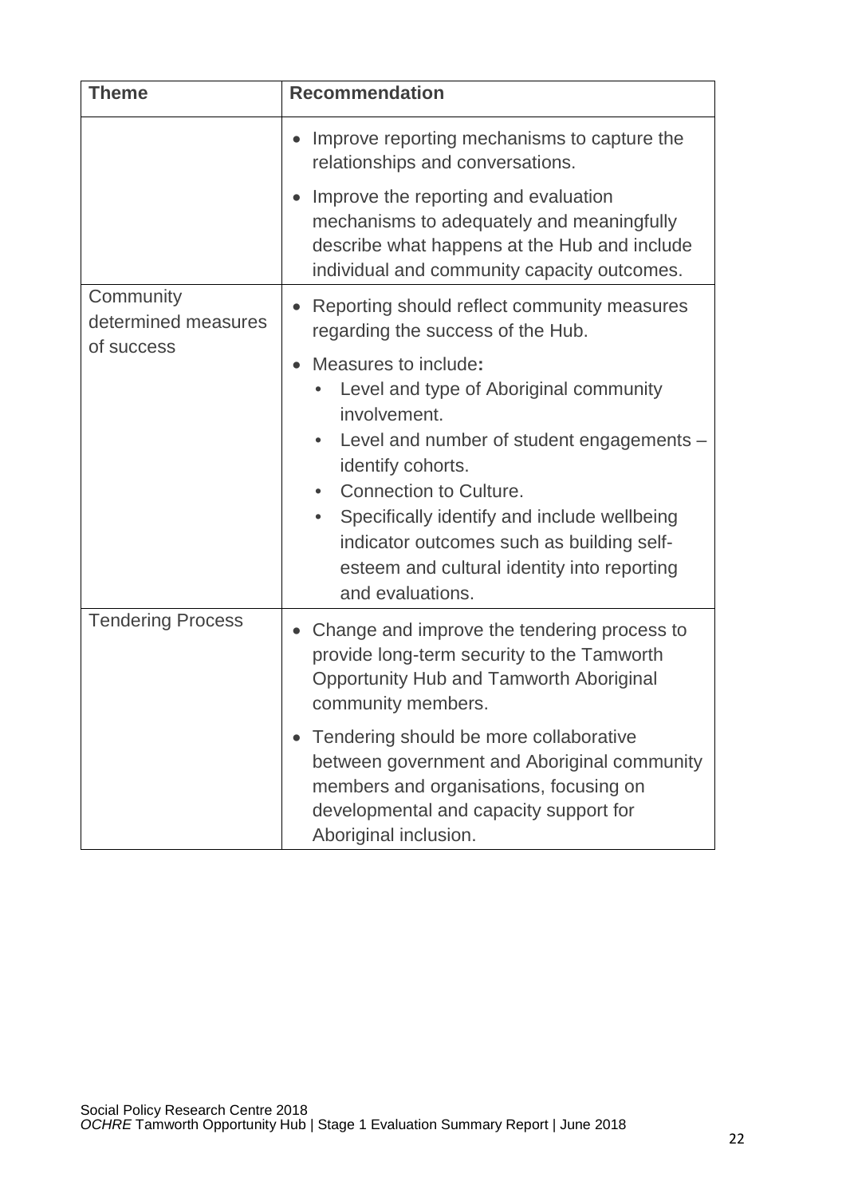| Theme | Recommendation |
|---|---|
| | • Improve reporting mechanisms to capture the relationships and conversations.<br>• Improve the reporting and evaluation mechanisms to adequately and meaningfully describe what happens at the Hub and include individual and community capacity outcomes. |
| Community determined measures of success | • Reporting should reflect community measures regarding the success of the Hub.<br>• Measures to include**:**<br>&nbsp;&nbsp;• Level and type of Aboriginal community involvement.<br>&nbsp;&nbsp;• Level and number of student engagements – identify cohorts.<br>&nbsp;&nbsp;• Connection to Culture.<br>&nbsp;&nbsp;• Specifically identify and include wellbeing indicator outcomes such as building self-esteem and cultural identity into reporting and evaluations. |
| Tendering Process | • Change and improve the tendering process to provide long-term security to the Tamworth Opportunity Hub and Tamworth Aboriginal community members.<br>• Tendering should be more collaborative between government and Aboriginal community members and organisations, focusing on developmental and capacity support for Aboriginal inclusion. |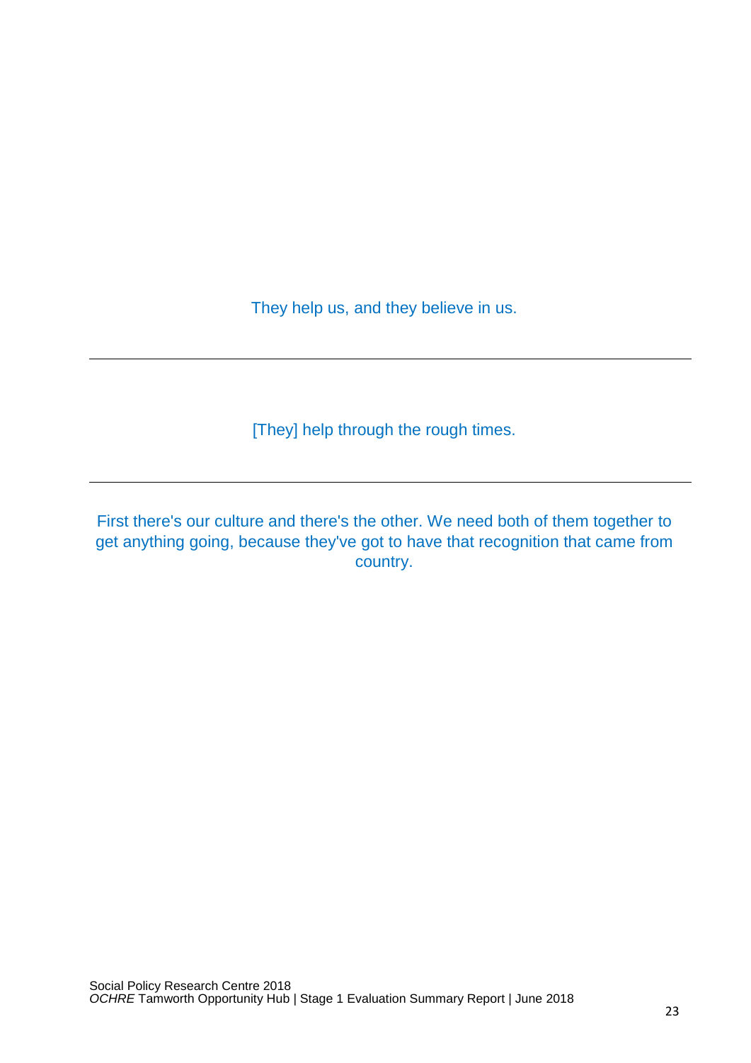They help us, and they believe in us.

---

[They] help through the rough times.

---

First there's our culture and there's the other. We need both of them together to get anything going, because they've got to have that recognition that came from country.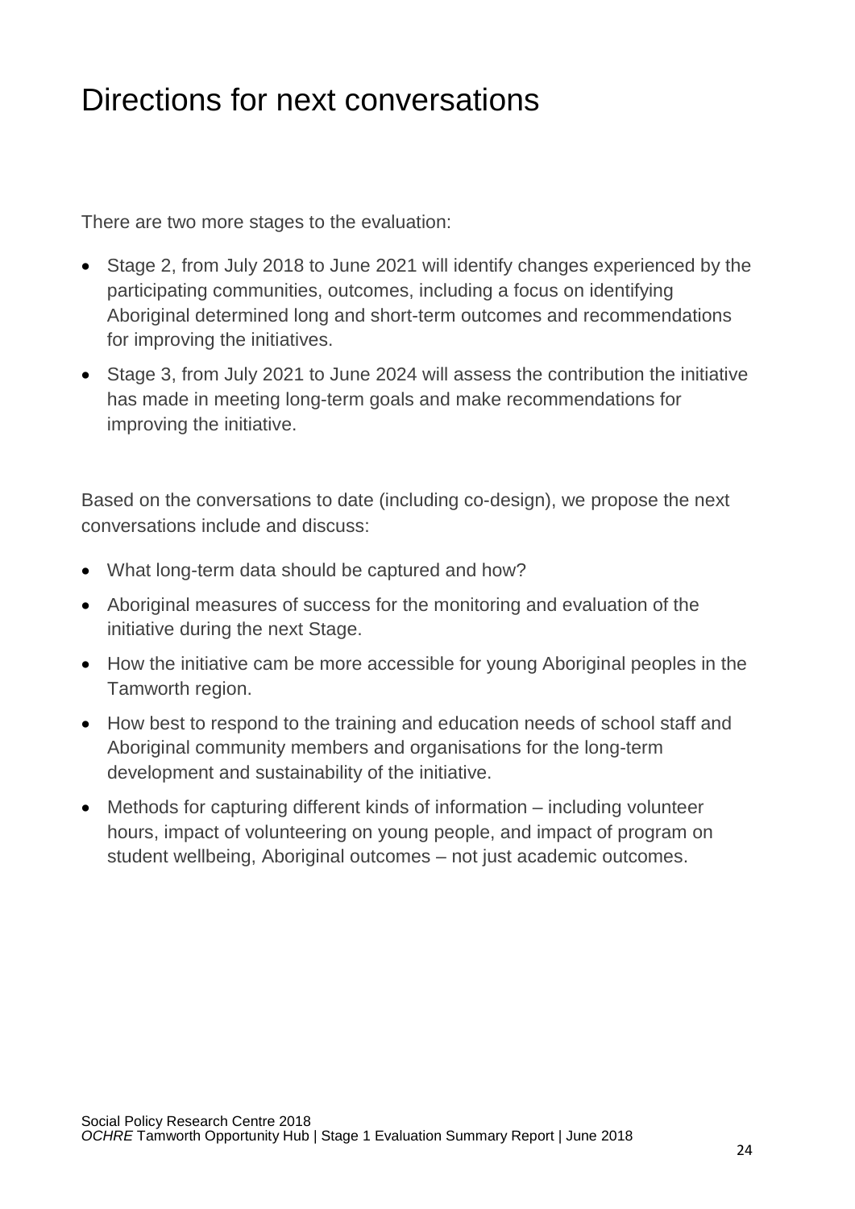# Directions for next conversations

There are two more stages to the evaluation:

- Stage 2, from July 2018 to June 2021 will identify changes experienced by the participating communities, outcomes, including a focus on identifying Aboriginal determined long and short-term outcomes and recommendations for improving the initiatives.
- Stage 3, from July 2021 to June 2024 will assess the contribution the initiative has made in meeting long-term goals and make recommendations for improving the initiative.

Based on the conversations to date (including co-design), we propose the next conversations include and discuss:

- What long-term data should be captured and how?
- Aboriginal measures of success for the monitoring and evaluation of the initiative during the next Stage.
- How the initiative cam be more accessible for young Aboriginal peoples in the Tamworth region.
- How best to respond to the training and education needs of school staff and Aboriginal community members and organisations for the long-term development and sustainability of the initiative.
- Methods for capturing different kinds of information – including volunteer hours, impact of volunteering on young people, and impact of program on student wellbeing, Aboriginal outcomes – not just academic outcomes.